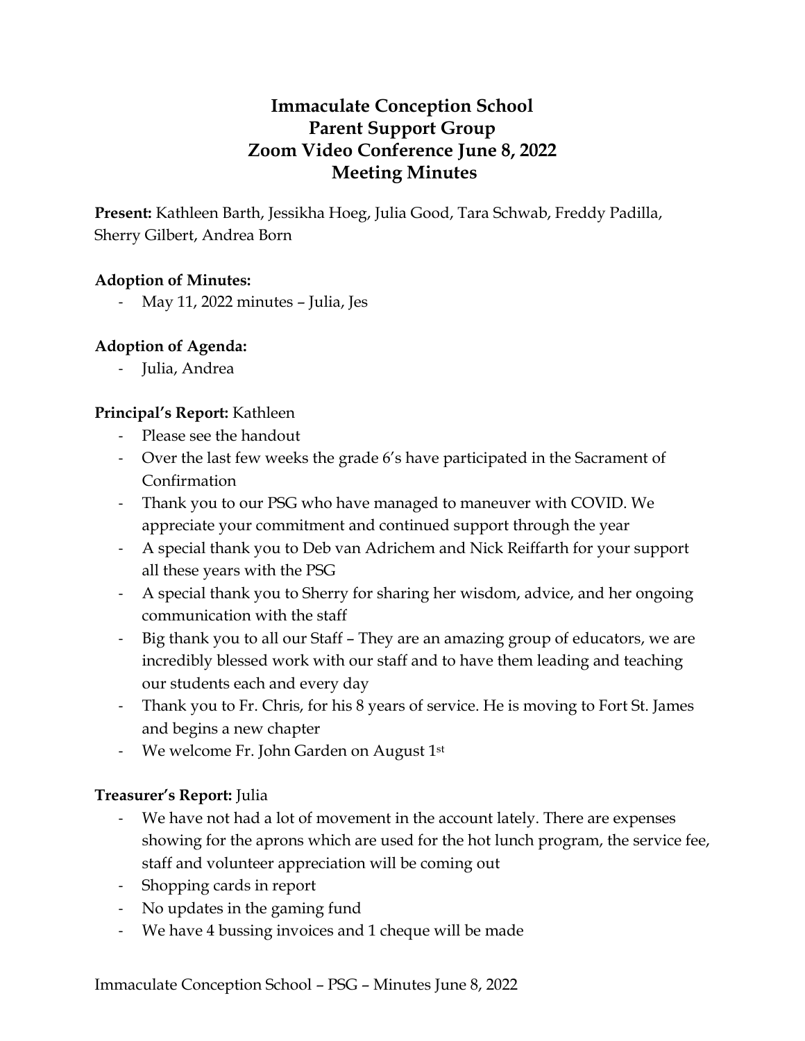# Immaculate Conception School
## Parent Support Group
## Zoom Video Conference June 8, 2022
## Meeting Minutes

**Present:** Kathleen Barth, Jessikha Hoeg, Julia Good, Tara Schwab, Freddy Padilla, Sherry Gilbert, Andrea Born

**Adoption of Minutes:**

- May 11, 2022 minutes – Julia, Jes

**Adoption of Agenda:**

- Julia, Andrea

**Principal's Report:** Kathleen

- Please see the handout
- Over the last few weeks the grade 6's have participated in the Sacrament of Confirmation
- Thank you to our PSG who have managed to maneuver with COVID. We appreciate your commitment and continued support through the year
- A special thank you to Deb van Adrichem and Nick Reiffarth for your support all these years with the PSG
- A special thank you to Sherry for sharing her wisdom, advice, and her ongoing communication with the staff
- Big thank you to all our Staff – They are an amazing group of educators, we are incredibly blessed work with our staff and to have them leading and teaching our students each and every day
- Thank you to Fr. Chris, for his 8 years of service. He is moving to Fort St. James and begins a new chapter
- We welcome Fr. John Garden on August 1st

**Treasurer's Report:** Julia

- We have not had a lot of movement in the account lately. There are expenses showing for the aprons which are used for the hot lunch program, the service fee, staff and volunteer appreciation will be coming out
- Shopping cards in report
- No updates in the gaming fund
- We have 4 bussing invoices and 1 cheque will be made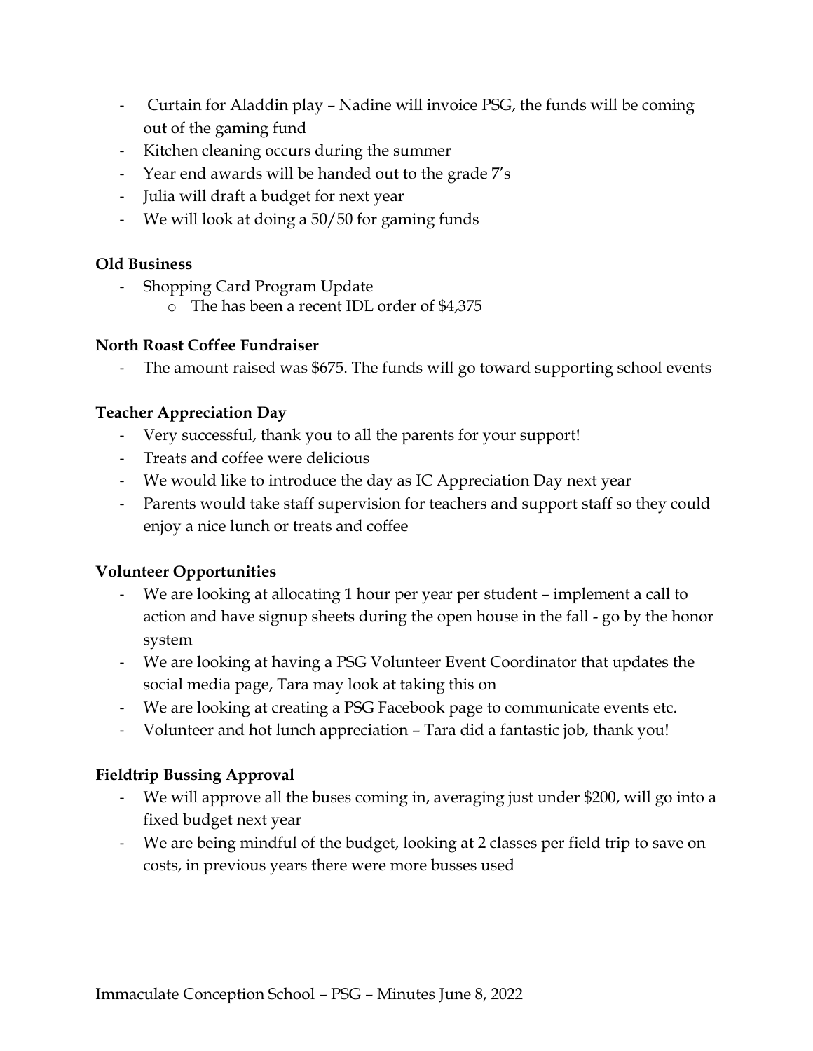- Curtain for Aladdin play – Nadine will invoice PSG, the funds will be coming out of the gaming fund
- Kitchen cleaning occurs during the summer
- Year end awards will be handed out to the grade 7's
- Julia will draft a budget for next year
- We will look at doing a 50/50 for gaming funds

**Old Business**

- Shopping Card Program Update
  - The has been a recent IDL order of $4,375

**North Roast Coffee Fundraiser**

- The amount raised was $675. The funds will go toward supporting school events

**Teacher Appreciation Day**

- Very successful, thank you to all the parents for your support!
- Treats and coffee were delicious
- We would like to introduce the day as IC Appreciation Day next year
- Parents would take staff supervision for teachers and support staff so they could enjoy a nice lunch or treats and coffee

**Volunteer Opportunities**

- We are looking at allocating 1 hour per year per student – implement a call to action and have signup sheets during the open house in the fall - go by the honor system
- We are looking at having a PSG Volunteer Event Coordinator that updates the social media page, Tara may look at taking this on
- We are looking at creating a PSG Facebook page to communicate events etc.
- Volunteer and hot lunch appreciation – Tara did a fantastic job, thank you!

**Fieldtrip Bussing Approval**

- We will approve all the buses coming in, averaging just under $200, will go into a fixed budget next year
- We are being mindful of the budget, looking at 2 classes per field trip to save on costs, in previous years there were more busses used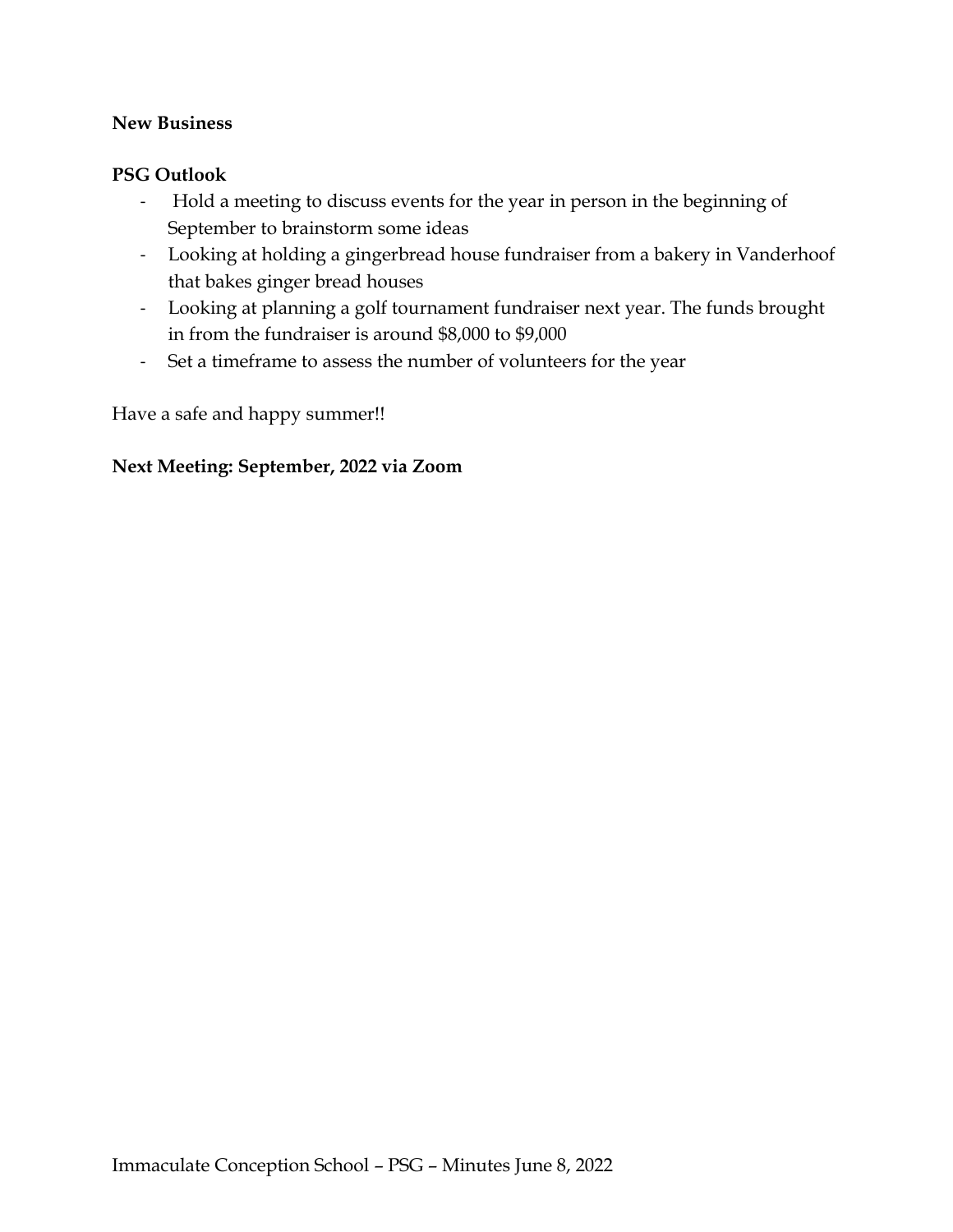**New Business**

**PSG Outlook**

- Hold a meeting to discuss events for the year in person in the beginning of September to brainstorm some ideas
- Looking at holding a gingerbread house fundraiser from a bakery in Vanderhoof that bakes ginger bread houses
- Looking at planning a golf tournament fundraiser next year. The funds brought in from the fundraiser is around $8,000 to $9,000
- Set a timeframe to assess the number of volunteers for the year

Have a safe and happy summer!!

**Next Meeting: September, 2022 via Zoom**